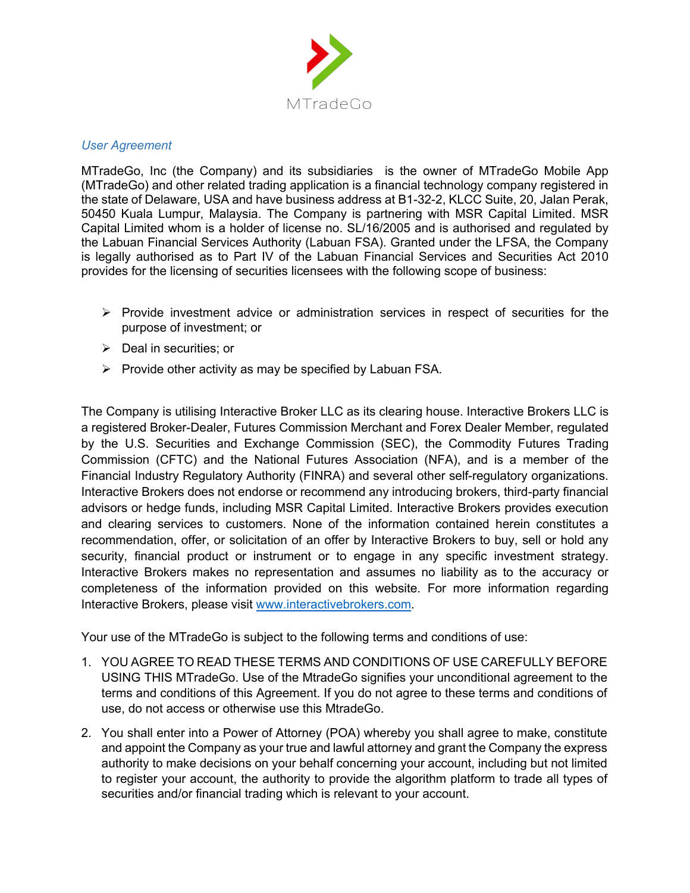MTradeGo

*User Agreement*

MTradeGo, Inc (the Company) and its subsidiaries is the owner of MTradeGo Mobile App (MTradeGo) and other related trading application is a financial technology company registered in the state of Delaware, USA and have business address at B1-32-2, KLCC Suite, 20, Jalan Perak, 50450 Kuala Lumpur, Malaysia. The Company is partnering with MSR Capital Limited. MSR Capital Limited whom is a holder of license no. SL/16/2005 and is authorised and regulated by the Labuan Financial Services Authority (Labuan FSA). Granted under the LFSA, the Company is legally authorised as to Part IV of the Labuan Financial Services and Securities Act 2010 provides for the licensing of securities licensees with the following scope of business:

- Provide investment advice or administration services in respect of securities for the purpose of investment; or
- Deal in securities; or
- Provide other activity as may be specified by Labuan FSA.

The Company is utilising Interactive Broker LLC as its clearing house. Interactive Brokers LLC is a registered Broker-Dealer, Futures Commission Merchant and Forex Dealer Member, regulated by the U.S. Securities and Exchange Commission (SEC), the Commodity Futures Trading Commission (CFTC) and the National Futures Association (NFA), and is a member of the Financial Industry Regulatory Authority (FINRA) and several other self-regulatory organizations. Interactive Brokers does not endorse or recommend any introducing brokers, third-party financial advisors or hedge funds, including MSR Capital Limited. Interactive Brokers provides execution and clearing services to customers. None of the information contained herein constitutes a recommendation, offer, or solicitation of an offer by Interactive Brokers to buy, sell or hold any security, financial product or instrument or to engage in any specific investment strategy. Interactive Brokers makes no representation and assumes no liability as to the accuracy or completeness of the information provided on this website. For more information regarding Interactive Brokers, please visit [www.interactivebrokers.com](http://www.interactivebrokers.com).

Your use of the MTradeGo is subject to the following terms and conditions of use:

1. YOU AGREE TO READ THESE TERMS AND CONDITIONS OF USE CAREFULLY BEFORE USING THIS MTradeGo. Use of the MtradeGo signifies your unconditional agreement to the terms and conditions of this Agreement. If you do not agree to these terms and conditions of use, do not access or otherwise use this MtradeGo.
2. You shall enter into a Power of Attorney (POA) whereby you shall agree to make, constitute and appoint the Company as your true and lawful attorney and grant the Company the express authority to make decisions on your behalf concerning your account, including but not limited to register your account, the authority to provide the algorithm platform to trade all types of securities and/or financial trading which is relevant to your account.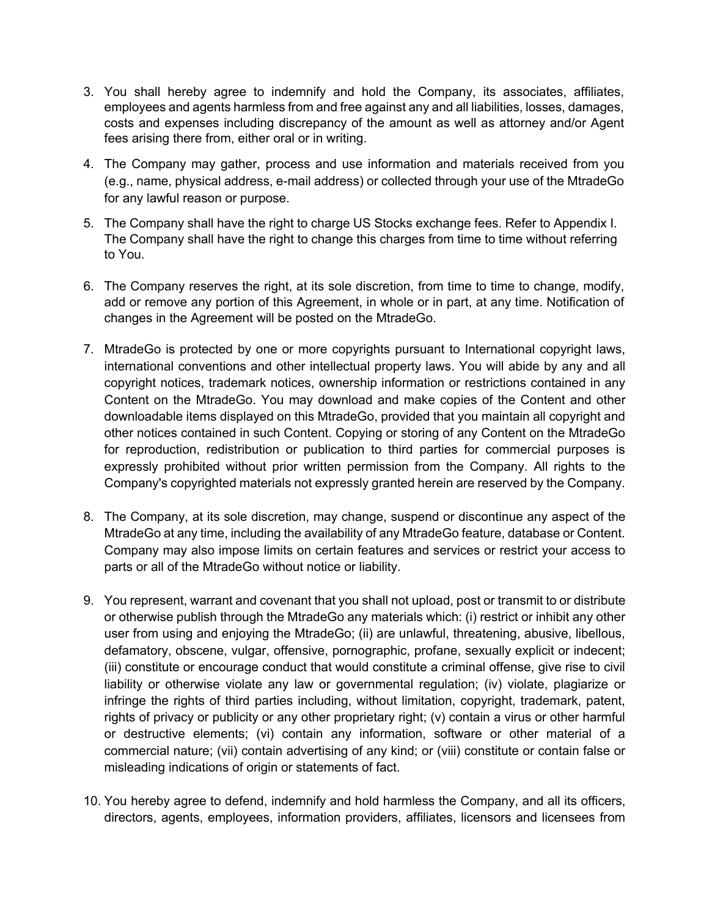3. You shall hereby agree to indemnify and hold the Company, its associates, affiliates, employees and agents harmless from and free against any and all liabilities, losses, damages, costs and expenses including discrepancy of the amount as well as attorney and/or Agent fees arising there from, either oral or in writing.

4. The Company may gather, process and use information and materials received from you (e.g., name, physical address, e-mail address) or collected through your use of the MtradeGo for any lawful reason or purpose.

5. The Company shall have the right to charge US Stocks exchange fees. Refer to Appendix I. The Company shall have the right to change this charges from time to time without referring to You.

6. The Company reserves the right, at its sole discretion, from time to time to change, modify, add or remove any portion of this Agreement, in whole or in part, at any time. Notification of changes in the Agreement will be posted on the MtradeGo.

7. MtradeGo is protected by one or more copyrights pursuant to International copyright laws, international conventions and other intellectual property laws. You will abide by any and all copyright notices, trademark notices, ownership information or restrictions contained in any Content on the MtradeGo. You may download and make copies of the Content and other downloadable items displayed on this MtradeGo, provided that you maintain all copyright and other notices contained in such Content. Copying or storing of any Content on the MtradeGo for reproduction, redistribution or publication to third parties for commercial purposes is expressly prohibited without prior written permission from the Company. All rights to the Company's copyrighted materials not expressly granted herein are reserved by the Company.

8. The Company, at its sole discretion, may change, suspend or discontinue any aspect of the MtradeGo at any time, including the availability of any MtradeGo feature, database or Content. Company may also impose limits on certain features and services or restrict your access to parts or all of the MtradeGo without notice or liability.

9. You represent, warrant and covenant that you shall not upload, post or transmit to or distribute or otherwise publish through the MtradeGo any materials which: (i) restrict or inhibit any other user from using and enjoying the MtradeGo; (ii) are unlawful, threatening, abusive, libellous, defamatory, obscene, vulgar, offensive, pornographic, profane, sexually explicit or indecent; (iii) constitute or encourage conduct that would constitute a criminal offense, give rise to civil liability or otherwise violate any law or governmental regulation; (iv) violate, plagiarize or infringe the rights of third parties including, without limitation, copyright, trademark, patent, rights of privacy or publicity or any other proprietary right; (v) contain a virus or other harmful or destructive elements; (vi) contain any information, software or other material of a commercial nature; (vii) contain advertising of any kind; or (viii) constitute or contain false or misleading indications of origin or statements of fact.

10. You hereby agree to defend, indemnify and hold harmless the Company, and all its officers, directors, agents, employees, information providers, affiliates, licensors and licensees from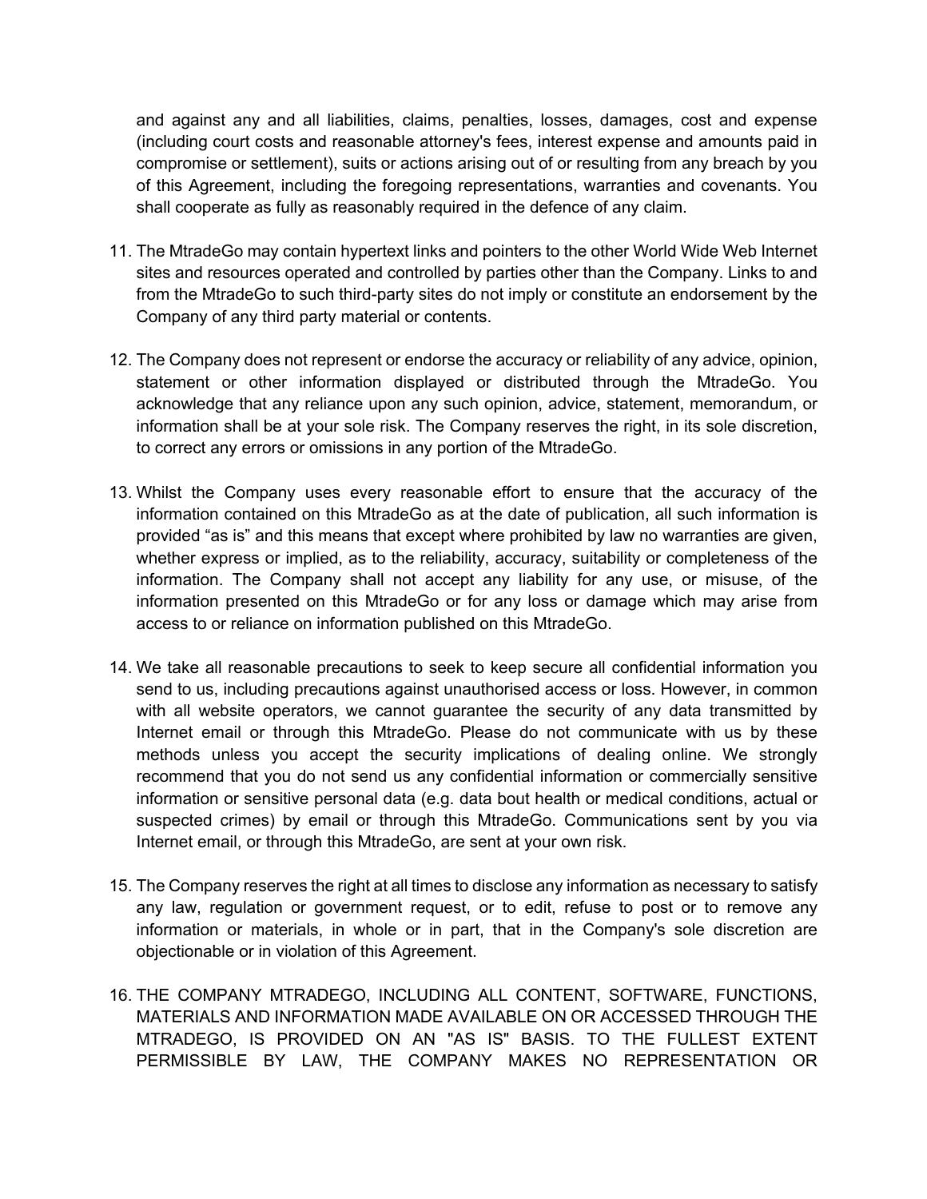and against any and all liabilities, claims, penalties, losses, damages, cost and expense (including court costs and reasonable attorney's fees, interest expense and amounts paid in compromise or settlement), suits or actions arising out of or resulting from any breach by you of this Agreement, including the foregoing representations, warranties and covenants. You shall cooperate as fully as reasonably required in the defence of any claim.

11. The MtradeGo may contain hypertext links and pointers to the other World Wide Web Internet sites and resources operated and controlled by parties other than the Company. Links to and from the MtradeGo to such third-party sites do not imply or constitute an endorsement by the Company of any third party material or contents.

12. The Company does not represent or endorse the accuracy or reliability of any advice, opinion, statement or other information displayed or distributed through the MtradeGo. You acknowledge that any reliance upon any such opinion, advice, statement, memorandum, or information shall be at your sole risk. The Company reserves the right, in its sole discretion, to correct any errors or omissions in any portion of the MtradeGo.

13. Whilst the Company uses every reasonable effort to ensure that the accuracy of the information contained on this MtradeGo as at the date of publication, all such information is provided “as is” and this means that except where prohibited by law no warranties are given, whether express or implied, as to the reliability, accuracy, suitability or completeness of the information. The Company shall not accept any liability for any use, or misuse, of the information presented on this MtradeGo or for any loss or damage which may arise from access to or reliance on information published on this MtradeGo.

14. We take all reasonable precautions to seek to keep secure all confidential information you send to us, including precautions against unauthorised access or loss. However, in common with all website operators, we cannot guarantee the security of any data transmitted by Internet email or through this MtradeGo. Please do not communicate with us by these methods unless you accept the security implications of dealing online. We strongly recommend that you do not send us any confidential information or commercially sensitive information or sensitive personal data (e.g. data bout health or medical conditions, actual or suspected crimes) by email or through this MtradeGo. Communications sent by you via Internet email, or through this MtradeGo, are sent at your own risk.

15. The Company reserves the right at all times to disclose any information as necessary to satisfy any law, regulation or government request, or to edit, refuse to post or to remove any information or materials, in whole or in part, that in the Company's sole discretion are objectionable or in violation of this Agreement.

16. THE COMPANY MTRADEGO, INCLUDING ALL CONTENT, SOFTWARE, FUNCTIONS, MATERIALS AND INFORMATION MADE AVAILABLE ON OR ACCESSED THROUGH THE MTRADEGO, IS PROVIDED ON AN "AS IS" BASIS. TO THE FULLEST EXTENT PERMISSIBLE BY LAW, THE COMPANY MAKES NO REPRESENTATION OR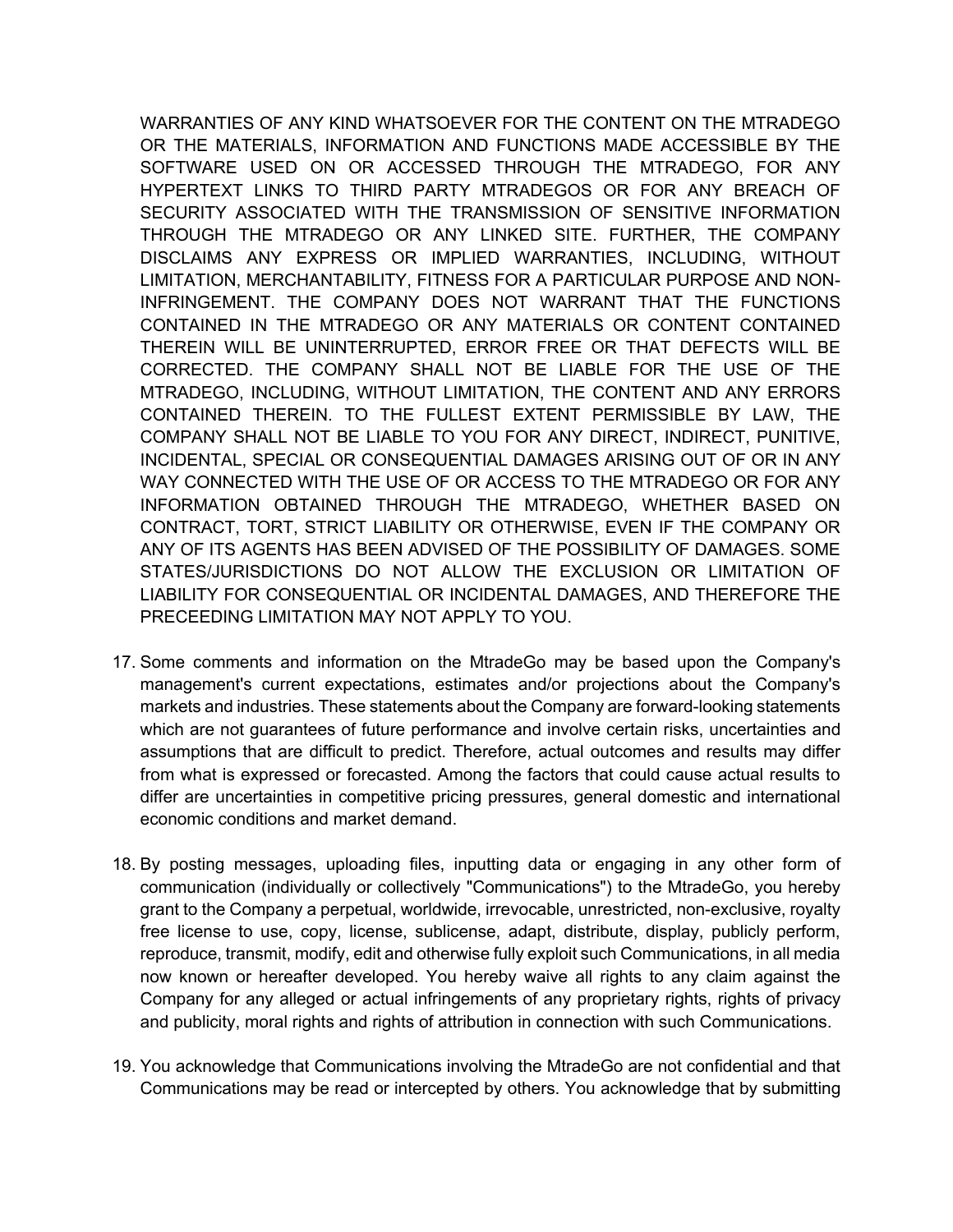WARRANTIES OF ANY KIND WHATSOEVER FOR THE CONTENT ON THE MTRADEGO OR THE MATERIALS, INFORMATION AND FUNCTIONS MADE ACCESSIBLE BY THE SOFTWARE USED ON OR ACCESSED THROUGH THE MTRADEGO, FOR ANY HYPERTEXT LINKS TO THIRD PARTY MTRADEGOS OR FOR ANY BREACH OF SECURITY ASSOCIATED WITH THE TRANSMISSION OF SENSITIVE INFORMATION THROUGH THE MTRADEGO OR ANY LINKED SITE. FURTHER, THE COMPANY DISCLAIMS ANY EXPRESS OR IMPLIED WARRANTIES, INCLUDING, WITHOUT LIMITATION, MERCHANTABILITY, FITNESS FOR A PARTICULAR PURPOSE AND NON-INFRINGEMENT. THE COMPANY DOES NOT WARRANT THAT THE FUNCTIONS CONTAINED IN THE MTRADEGO OR ANY MATERIALS OR CONTENT CONTAINED THEREIN WILL BE UNINTERRUPTED, ERROR FREE OR THAT DEFECTS WILL BE CORRECTED. THE COMPANY SHALL NOT BE LIABLE FOR THE USE OF THE MTRADEGO, INCLUDING, WITHOUT LIMITATION, THE CONTENT AND ANY ERRORS CONTAINED THEREIN. TO THE FULLEST EXTENT PERMISSIBLE BY LAW, THE COMPANY SHALL NOT BE LIABLE TO YOU FOR ANY DIRECT, INDIRECT, PUNITIVE, INCIDENTAL, SPECIAL OR CONSEQUENTIAL DAMAGES ARISING OUT OF OR IN ANY WAY CONNECTED WITH THE USE OF OR ACCESS TO THE MTRADEGO OR FOR ANY INFORMATION OBTAINED THROUGH THE MTRADEGO, WHETHER BASED ON CONTRACT, TORT, STRICT LIABILITY OR OTHERWISE, EVEN IF THE COMPANY OR ANY OF ITS AGENTS HAS BEEN ADVISED OF THE POSSIBILITY OF DAMAGES. SOME STATES/JURISDICTIONS DO NOT ALLOW THE EXCLUSION OR LIMITATION OF LIABILITY FOR CONSEQUENTIAL OR INCIDENTAL DAMAGES, AND THEREFORE THE PRECEEDING LIMITATION MAY NOT APPLY TO YOU.

17. Some comments and information on the MtradeGo may be based upon the Company's management's current expectations, estimates and/or projections about the Company's markets and industries. These statements about the Company are forward-looking statements which are not guarantees of future performance and involve certain risks, uncertainties and assumptions that are difficult to predict. Therefore, actual outcomes and results may differ from what is expressed or forecasted. Among the factors that could cause actual results to differ are uncertainties in competitive pricing pressures, general domestic and international economic conditions and market demand.

18. By posting messages, uploading files, inputting data or engaging in any other form of communication (individually or collectively "Communications") to the MtradeGo, you hereby grant to the Company a perpetual, worldwide, irrevocable, unrestricted, non-exclusive, royalty free license to use, copy, license, sublicense, adapt, distribute, display, publicly perform, reproduce, transmit, modify, edit and otherwise fully exploit such Communications, in all media now known or hereafter developed. You hereby waive all rights to any claim against the Company for any alleged or actual infringements of any proprietary rights, rights of privacy and publicity, moral rights and rights of attribution in connection with such Communications.

19. You acknowledge that Communications involving the MtradeGo are not confidential and that Communications may be read or intercepted by others. You acknowledge that by submitting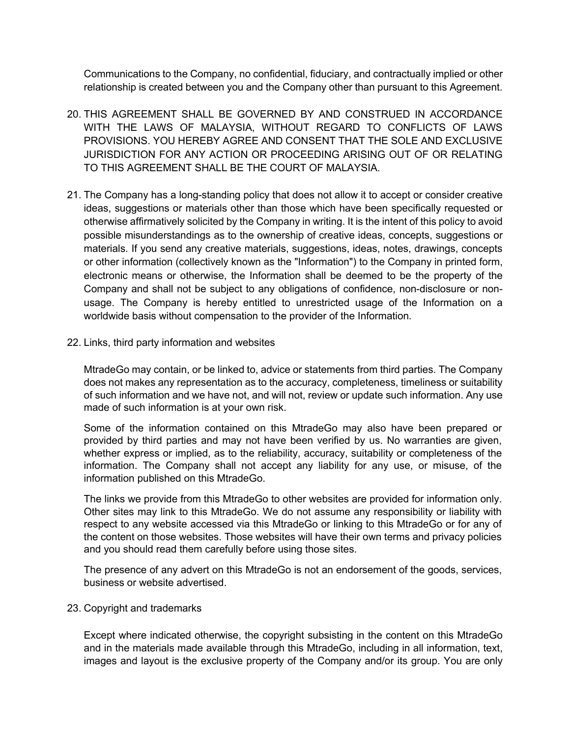Communications to the Company, no confidential, fiduciary, and contractually implied or other relationship is created between you and the Company other than pursuant to this Agreement.

20. THIS AGREEMENT SHALL BE GOVERNED BY AND CONSTRUED IN ACCORDANCE WITH THE LAWS OF MALAYSIA, WITHOUT REGARD TO CONFLICTS OF LAWS PROVISIONS. YOU HEREBY AGREE AND CONSENT THAT THE SOLE AND EXCLUSIVE JURISDICTION FOR ANY ACTION OR PROCEEDING ARISING OUT OF OR RELATING TO THIS AGREEMENT SHALL BE THE COURT OF MALAYSIA.

21. The Company has a long-standing policy that does not allow it to accept or consider creative ideas, suggestions or materials other than those which have been specifically requested or otherwise affirmatively solicited by the Company in writing. It is the intent of this policy to avoid possible misunderstandings as to the ownership of creative ideas, concepts, suggestions or materials. If you send any creative materials, suggestions, ideas, notes, drawings, concepts or other information (collectively known as the "Information") to the Company in printed form, electronic means or otherwise, the Information shall be deemed to be the property of the Company and shall not be subject to any obligations of confidence, non-disclosure or non-usage. The Company is hereby entitled to unrestricted usage of the Information on a worldwide basis without compensation to the provider of the Information.

22. Links, third party information and websites

    MtradeGo may contain, or be linked to, advice or statements from third parties. The Company does not makes any representation as to the accuracy, completeness, timeliness or suitability of such information and we have not, and will not, review or update such information. Any use made of such information is at your own risk.

    Some of the information contained on this MtradeGo may also have been prepared or provided by third parties and may not have been verified by us. No warranties are given, whether express or implied, as to the reliability, accuracy, suitability or completeness of the information. The Company shall not accept any liability for any use, or misuse, of the information published on this MtradeGo.

    The links we provide from this MtradeGo to other websites are provided for information only. Other sites may link to this MtradeGo. We do not assume any responsibility or liability with respect to any website accessed via this MtradeGo or linking to this MtradeGo or for any of the content on those websites. Those websites will have their own terms and privacy policies and you should read them carefully before using those sites.

    The presence of any advert on this MtradeGo is not an endorsement of the goods, services, business or website advertised.

23. Copyright and trademarks

    Except where indicated otherwise, the copyright subsisting in the content on this MtradeGo and in the materials made available through this MtradeGo, including in all information, text, images and layout is the exclusive property of the Company and/or its group. You are only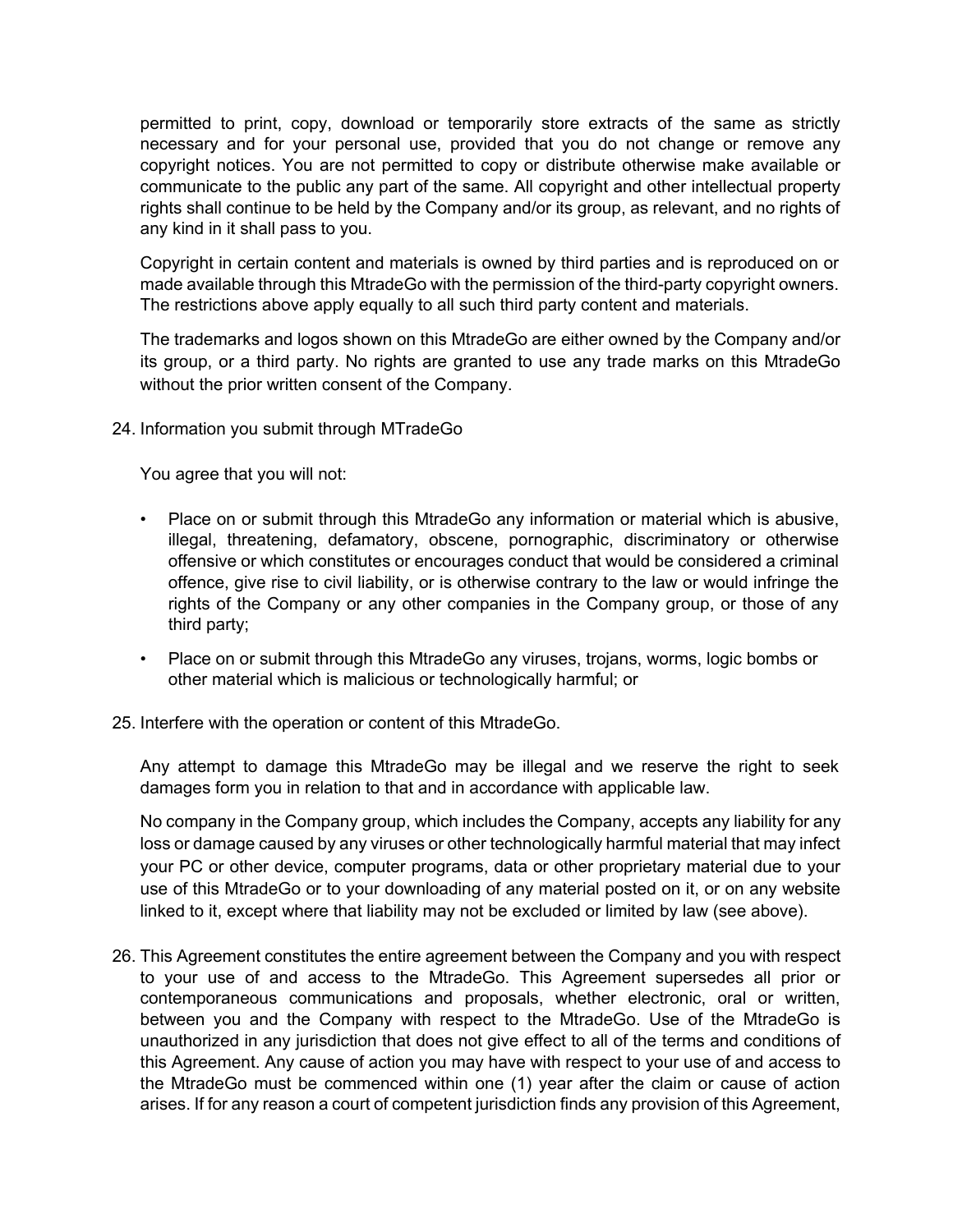permitted to print, copy, download or temporarily store extracts of the same as strictly necessary and for your personal use, provided that you do not change or remove any copyright notices. You are not permitted to copy or distribute otherwise make available or communicate to the public any part of the same. All copyright and other intellectual property rights shall continue to be held by the Company and/or its group, as relevant, and no rights of any kind in it shall pass to you.

Copyright in certain content and materials is owned by third parties and is reproduced on or made available through this MtradeGo with the permission of the third-party copyright owners. The restrictions above apply equally to all such third party content and materials.

The trademarks and logos shown on this MtradeGo are either owned by the Company and/or its group, or a third party. No rights are granted to use any trade marks on this MtradeGo without the prior written consent of the Company.

24. Information you submit through MTradeGo

    You agree that you will not:

    - Place on or submit through this MtradeGo any information or material which is abusive, illegal, threatening, defamatory, obscene, pornographic, discriminatory or otherwise offensive or which constitutes or encourages conduct that would be considered a criminal offence, give rise to civil liability, or is otherwise contrary to the law or would infringe the rights of the Company or any other companies in the Company group, or those of any third party;
    - Place on or submit through this MtradeGo any viruses, trojans, worms, logic bombs or other material which is malicious or technologically harmful; or

25. Interfere with the operation or content of this MtradeGo.

    Any attempt to damage this MtradeGo may be illegal and we reserve the right to seek damages form you in relation to that and in accordance with applicable law.

    No company in the Company group, which includes the Company, accepts any liability for any loss or damage caused by any viruses or other technologically harmful material that may infect your PC or other device, computer programs, data or other proprietary material due to your use of this MtradeGo or to your downloading of any material posted on it, or on any website linked to it, except where that liability may not be excluded or limited by law (see above).

26. This Agreement constitutes the entire agreement between the Company and you with respect to your use of and access to the MtradeGo. This Agreement supersedes all prior or contemporaneous communications and proposals, whether electronic, oral or written, between you and the Company with respect to the MtradeGo. Use of the MtradeGo is unauthorized in any jurisdiction that does not give effect to all of the terms and conditions of this Agreement. Any cause of action you may have with respect to your use of and access to the MtradeGo must be commenced within one (1) year after the claim or cause of action arises. If for any reason a court of competent jurisdiction finds any provision of this Agreement,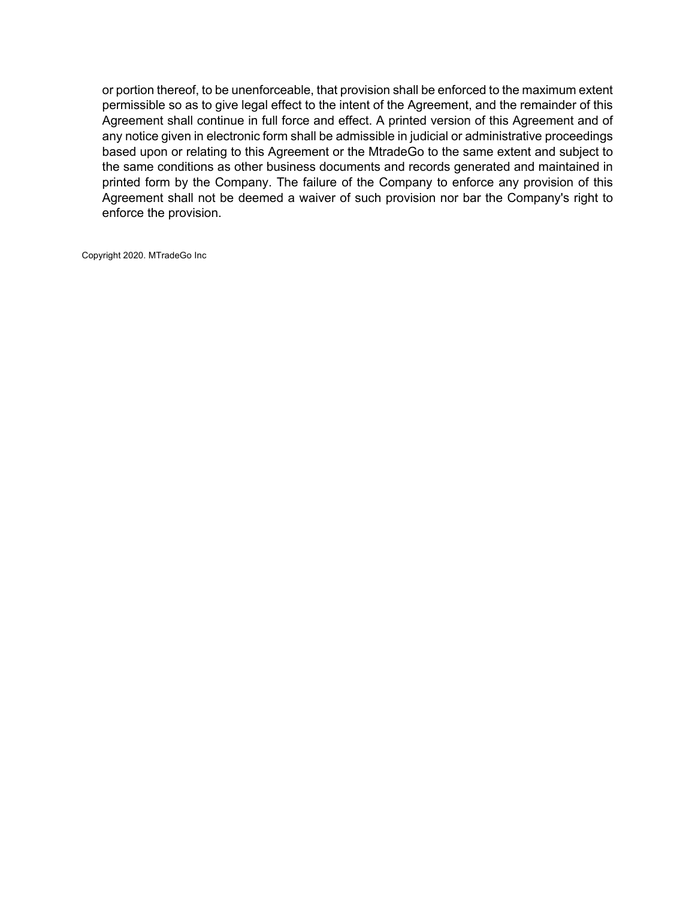or portion thereof, to be unenforceable, that provision shall be enforced to the maximum extent permissible so as to give legal effect to the intent of the Agreement, and the remainder of this Agreement shall continue in full force and effect. A printed version of this Agreement and of any notice given in electronic form shall be admissible in judicial or administrative proceedings based upon or relating to this Agreement or the MtradeGo to the same extent and subject to the same conditions as other business documents and records generated and maintained in printed form by the Company. The failure of the Company to enforce any provision of this Agreement shall not be deemed a waiver of such provision nor bar the Company's right to enforce the provision.

Copyright 2020. MTradeGo Inc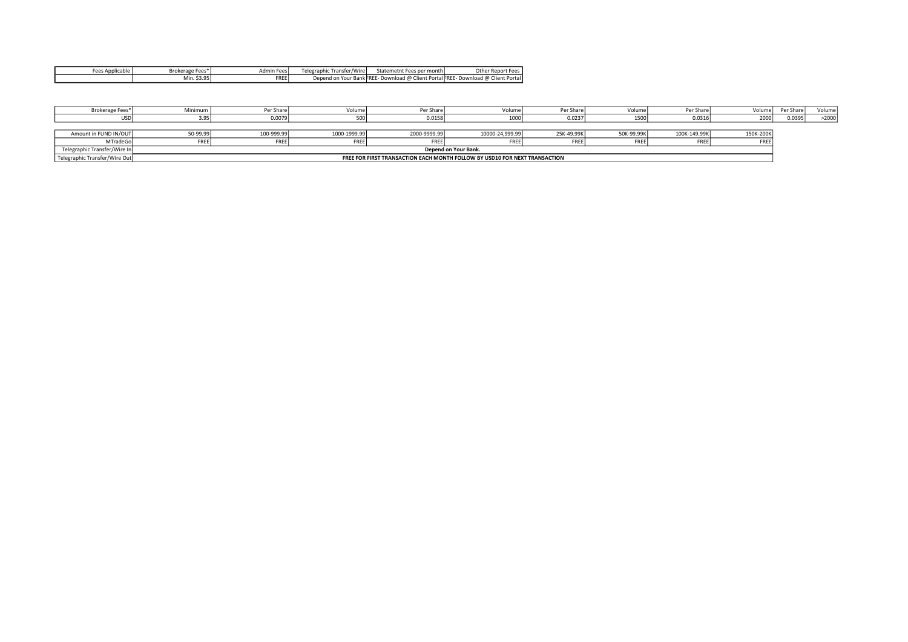| Fees Applicable | Brokerage Fees* | Admin Fees | Telegraphic Transfer/Wire | Statemetnt Fees per month | Other Report Fees |
|---|---|---|---|---|---|
| | Min. $3.95 | FREE | Depend on Your Bank | FREE- Download @ Client Portal | FREE- Download @ Client Portal |

| Brokerage Fees* | Minimum | Per Share | Volume | Per Share | Volume | Per Share | Volume | Per Share | Volume | Per Share | Volume |
|---|---|---|---|---|---|---|---|---|---|---|---|
| USD | 3.95 | 0.0079 | 500 | 0.0158 | 1000 | 0.0237 | 1500 | 0.0316 | 2000 | 0.0395 | >2000 |

| Amount in FUND IN/OUT | 50-99.99 | 100-999.99 | 1000-1999.99 | 2000-9999.99 | 10000-24,999.99 | 25K-49.99K | 50K-99.99K | 100K-149.99K | 150K-200K |
|---|---|---|---|---|---|---|---|---|---|
| MTradeGo | FREE | FREE | FREE | FREE | FREE | FREE | FREE | FREE | FREE |
| Telegraphic Transfer/Wire In | **Depend on Your Bank.** | | | | | | | | |
| Telegraphic Transfer/Wire Out | **FREE FOR FIRST TRANSACTION EACH MONTH FOLLOW BY USD10 FOR NEXT TRANSACTION** | | | | | | | | |